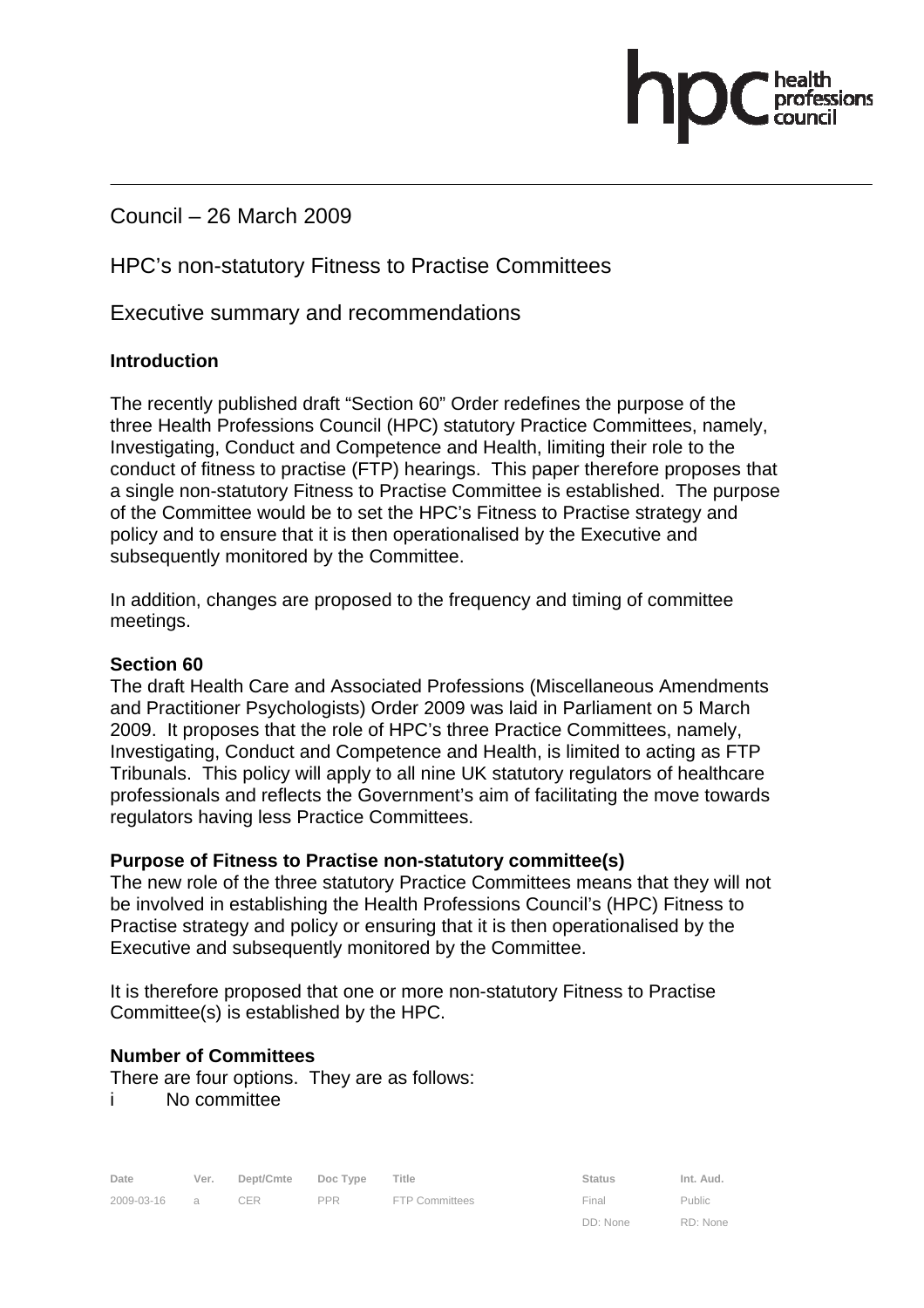Council – 26 March 2009

HPC's non-statutory Fitness to Practise Committees

Executive summary and recommendations

**Introduction**

The recently published draft "Section 60" Order redefines the purpose of the three Health Professions Council (HPC) statutory Practice Committees, namely, Investigating, Conduct and Competence and Health, limiting their role to the conduct of fitness to practise (FTP) hearings. This paper therefore proposes that a single non-statutory Fitness to Practise Committee is established. The purpose of the Committee would be to set the HPC's Fitness to Practise strategy and policy and to ensure that it is then operationalised by the Executive and subsequently monitored by the Committee.

In addition, changes are proposed to the frequency and timing of committee meetings.

**Section 60**

The draft Health Care and Associated Professions (Miscellaneous Amendments and Practitioner Psychologists) Order 2009 was laid in Parliament on 5 March 2009. It proposes that the role of HPC's three Practice Committees, namely, Investigating, Conduct and Competence and Health, is limited to acting as FTP Tribunals. This policy will apply to all nine UK statutory regulators of healthcare professionals and reflects the Government's aim of facilitating the move towards regulators having less Practice Committees.

**Purpose of Fitness to Practise non-statutory committee(s)**

The new role of the three statutory Practice Committees means that they will not be involved in establishing the Health Professions Council's (HPC) Fitness to Practise strategy and policy or ensuring that it is then operationalised by the Executive and subsequently monitored by the Committee.

It is therefore proposed that one or more non-statutory Fitness to Practise Committee(s) is established by the HPC.

**Number of Committees**

There are four options. They are as follows:

i No committee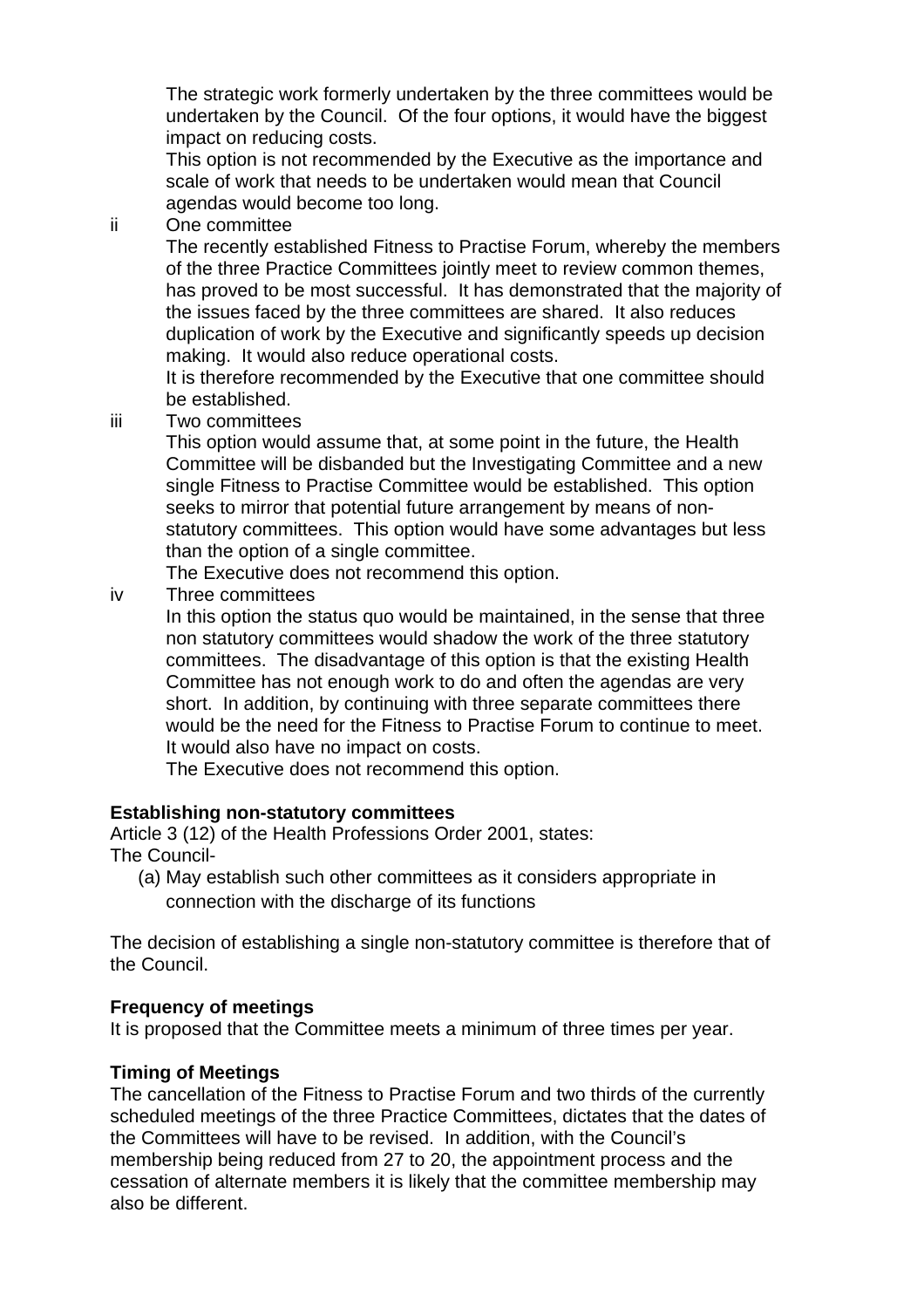The strategic work formerly undertaken by the three committees would be undertaken by the Council. Of the four options, it would have the biggest impact on reducing costs.

This option is not recommended by the Executive as the importance and scale of work that needs to be undertaken would mean that Council agendas would become too long.

ii One committee

The recently established Fitness to Practise Forum, whereby the members of the three Practice Committees jointly meet to review common themes, has proved to be most successful. It has demonstrated that the majority of the issues faced by the three committees are shared. It also reduces duplication of work by the Executive and significantly speeds up decision making. It would also reduce operational costs.

It is therefore recommended by the Executive that one committee should be established.

iii Two committees

This option would assume that, at some point in the future, the Health Committee will be disbanded but the Investigating Committee and a new single Fitness to Practise Committee would be established. This option seeks to mirror that potential future arrangement by means of non-statutory committees. This option would have some advantages but less than the option of a single committee.

The Executive does not recommend this option.

iv Three committees

In this option the status quo would be maintained, in the sense that three non statutory committees would shadow the work of the three statutory committees. The disadvantage of this option is that the existing Health Committee has not enough work to do and often the agendas are very short. In addition, by continuing with three separate committees there would be the need for the Fitness to Practise Forum to continue to meet. It would also have no impact on costs.

The Executive does not recommend this option.

**Establishing non-statutory committees**

Article 3 (12) of the Health Professions Order 2001, states:

The Council-

(a) May establish such other committees as it considers appropriate in connection with the discharge of its functions

The decision of establishing a single non-statutory committee is therefore that of the Council.

**Frequency of meetings**

It is proposed that the Committee meets a minimum of three times per year.

**Timing of Meetings**

The cancellation of the Fitness to Practise Forum and two thirds of the currently scheduled meetings of the three Practice Committees, dictates that the dates of the Committees will have to be revised. In addition, with the Council's membership being reduced from 27 to 20, the appointment process and the cessation of alternate members it is likely that the committee membership may also be different.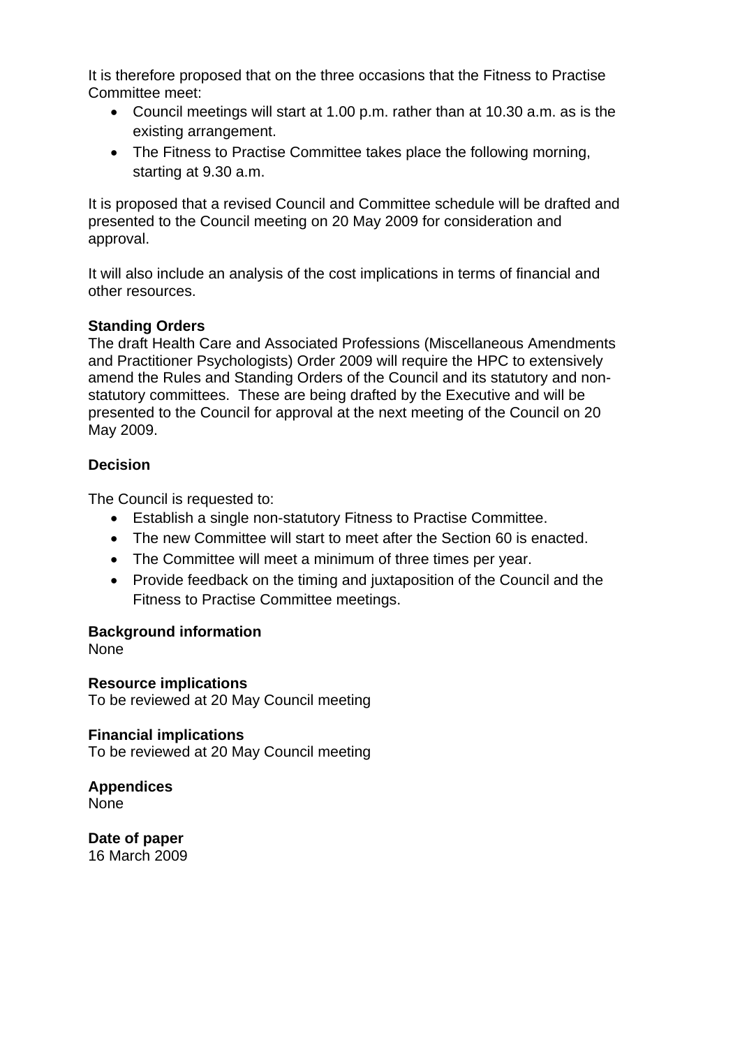It is therefore proposed that on the three occasions that the Fitness to Practise Committee meet:

- Council meetings will start at 1.00 p.m. rather than at 10.30 a.m. as is the existing arrangement.
- The Fitness to Practise Committee takes place the following morning, starting at 9.30 a.m.

It is proposed that a revised Council and Committee schedule will be drafted and presented to the Council meeting on 20 May 2009 for consideration and approval.

It will also include an analysis of the cost implications in terms of financial and other resources.

**Standing Orders**

The draft Health Care and Associated Professions (Miscellaneous Amendments and Practitioner Psychologists) Order 2009 will require the HPC to extensively amend the Rules and Standing Orders of the Council and its statutory and non-statutory committees. These are being drafted by the Executive and will be presented to the Council for approval at the next meeting of the Council on 20 May 2009.

**Decision**

The Council is requested to:

- Establish a single non-statutory Fitness to Practise Committee.
- The new Committee will start to meet after the Section 60 is enacted.
- The Committee will meet a minimum of three times per year.
- Provide feedback on the timing and juxtaposition of the Council and the Fitness to Practise Committee meetings.

**Background information**

None

**Resource implications**

To be reviewed at 20 May Council meeting

**Financial implications**

To be reviewed at 20 May Council meeting

**Appendices**

None

**Date of paper**

16 March 2009